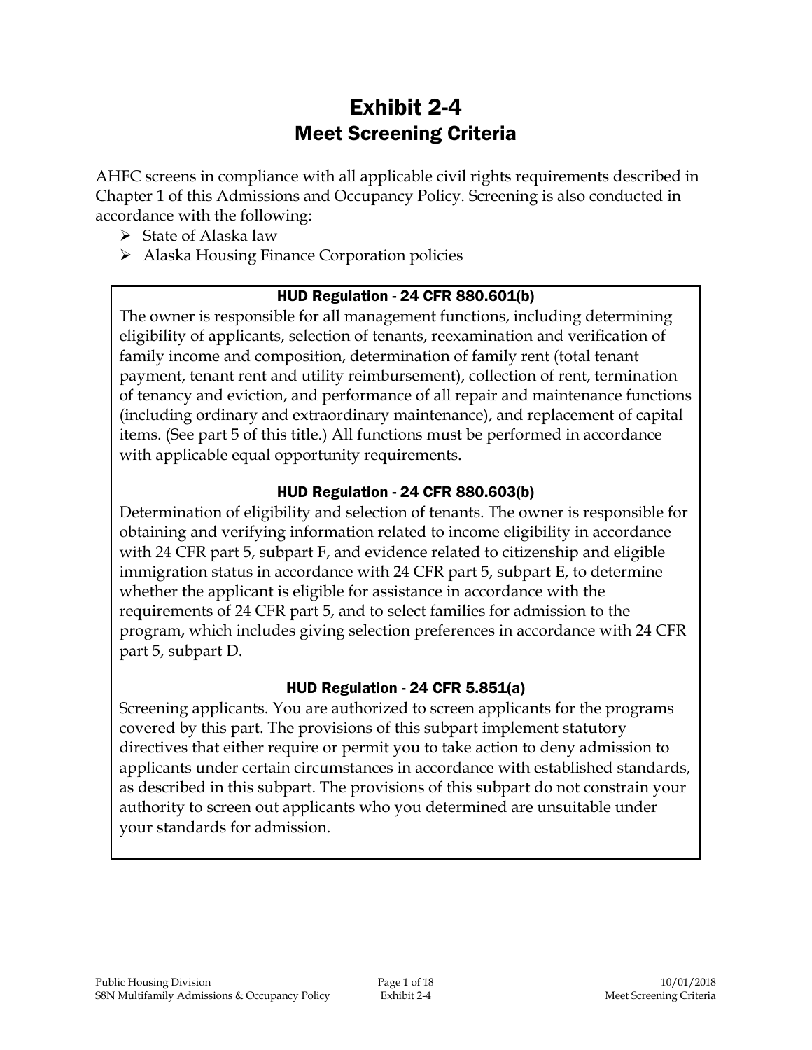# Exhibit 2-4
## Meet Screening Criteria

AHFC screens in compliance with all applicable civil rights requirements described in Chapter 1 of this Admissions and Occupancy Policy. Screening is also conducted in accordance with the following:

- State of Alaska law
- Alaska Housing Finance Corporation policies

**HUD Regulation - 24 CFR 880.601(b)**

The owner is responsible for all management functions, including determining eligibility of applicants, selection of tenants, reexamination and verification of family income and composition, determination of family rent (total tenant payment, tenant rent and utility reimbursement), collection of rent, termination of tenancy and eviction, and performance of all repair and maintenance functions (including ordinary and extraordinary maintenance), and replacement of capital items. (See part 5 of this title.) All functions must be performed in accordance with applicable equal opportunity requirements.

**HUD Regulation - 24 CFR 880.603(b)**

Determination of eligibility and selection of tenants. The owner is responsible for obtaining and verifying information related to income eligibility in accordance with 24 CFR part 5, subpart F, and evidence related to citizenship and eligible immigration status in accordance with 24 CFR part 5, subpart E, to determine whether the applicant is eligible for assistance in accordance with the requirements of 24 CFR part 5, and to select families for admission to the program, which includes giving selection preferences in accordance with 24 CFR part 5, subpart D.

**HUD Regulation - 24 CFR 5.851(a)**

Screening applicants. You are authorized to screen applicants for the programs covered by this part. The provisions of this subpart implement statutory directives that either require or permit you to take action to deny admission to applicants under certain circumstances in accordance with established standards, as described in this subpart. The provisions of this subpart do not constrain your authority to screen out applicants who you determined are unsuitable under your standards for admission.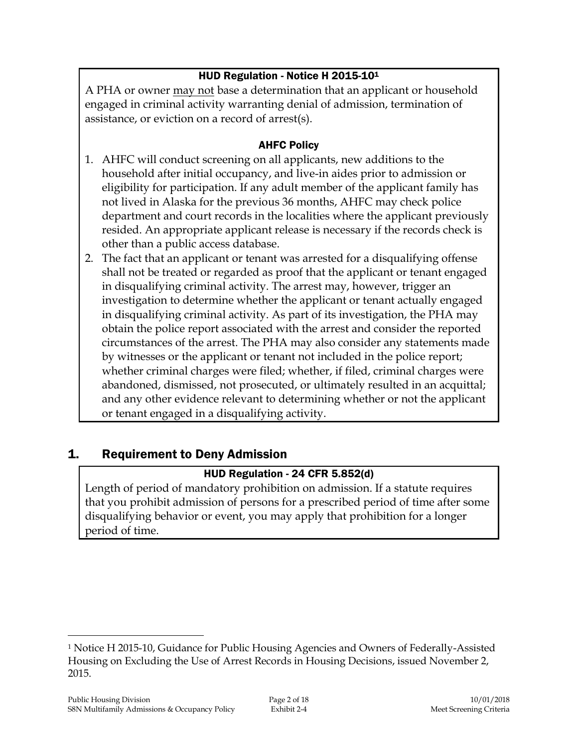**HUD Regulation - Notice H 2015-10[1]**

A PHA or owner <u>may not</u> base a determination that an applicant or household engaged in criminal activity warranting denial of admission, termination of assistance, or eviction on a record of arrest(s).

**AHFC Policy**

1. AHFC will conduct screening on all applicants, new additions to the household after initial occupancy, and live-in aides prior to admission or eligibility for participation. If any adult member of the applicant family has not lived in Alaska for the previous 36 months, AHFC may check police department and court records in the localities where the applicant previously resided. An appropriate applicant release is necessary if the records check is other than a public access database.
2. The fact that an applicant or tenant was arrested for a disqualifying offense shall not be treated or regarded as proof that the applicant or tenant engaged in disqualifying criminal activity. The arrest may, however, trigger an investigation to determine whether the applicant or tenant actually engaged in disqualifying criminal activity. As part of its investigation, the PHA may obtain the police report associated with the arrest and consider the reported circumstances of the arrest. The PHA may also consider any statements made by witnesses or the applicant or tenant not included in the police report; whether criminal charges were filed; whether, if filed, criminal charges were abandoned, dismissed, not prosecuted, or ultimately resulted in an acquittal; and any other evidence relevant to determining whether or not the applicant or tenant engaged in a disqualifying activity.

## 1. Requirement to Deny Admission

**HUD Regulation - 24 CFR 5.852(d)**

Length of period of mandatory prohibition on admission. If a statute requires that you prohibit admission of persons for a prescribed period of time after some disqualifying behavior or event, you may apply that prohibition for a longer period of time.

[1] Notice H 2015-10, Guidance for Public Housing Agencies and Owners of Federally-Assisted Housing on Excluding the Use of Arrest Records in Housing Decisions, issued November 2, 2015.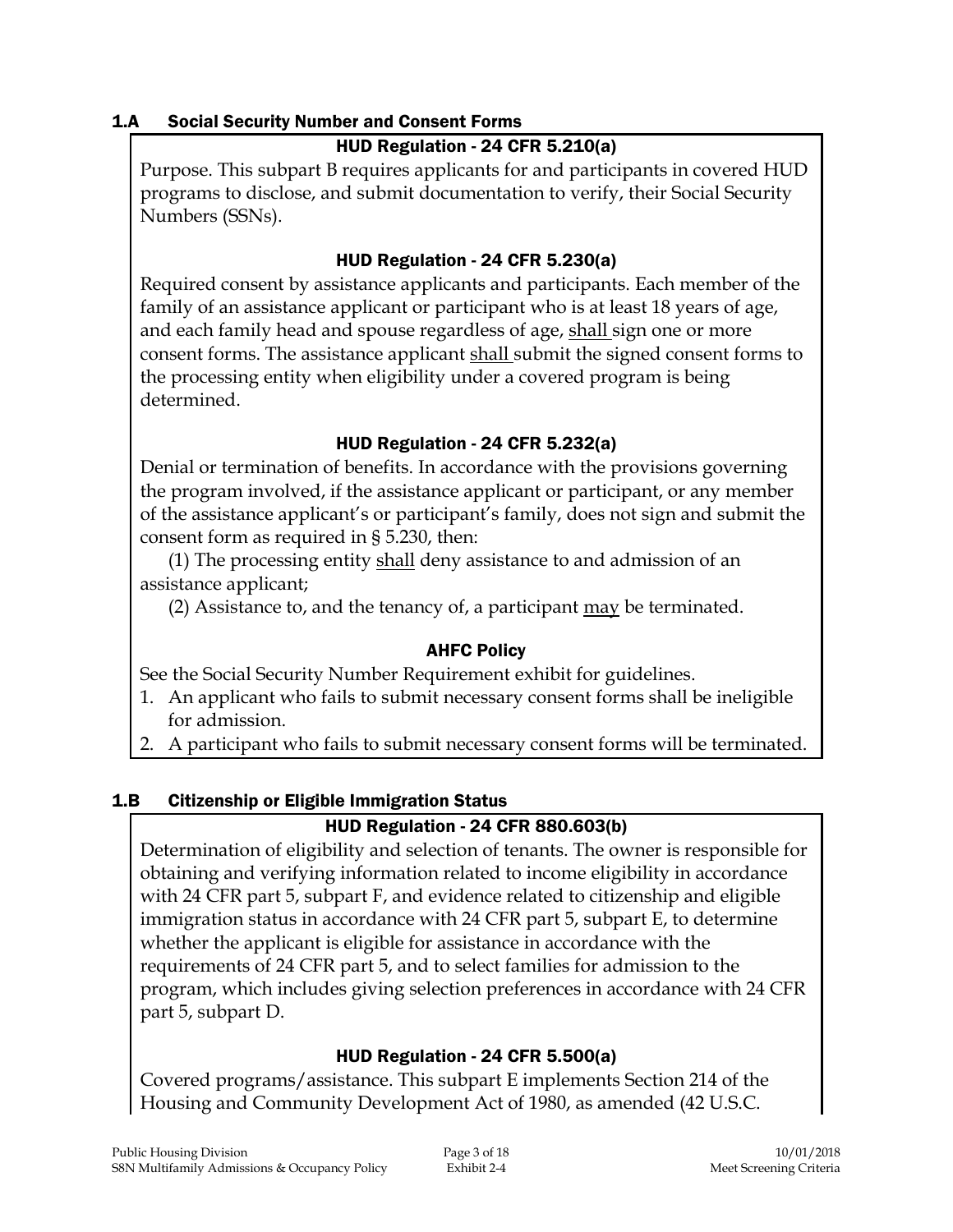## 1.A Social Security Number and Consent Forms

### HUD Regulation - 24 CFR 5.210(a)

Purpose. This subpart B requires applicants for and participants in covered HUD programs to disclose, and submit documentation to verify, their Social Security Numbers (SSNs).

### HUD Regulation - 24 CFR 5.230(a)

Required consent by assistance applicants and participants. Each member of the family of an assistance applicant or participant who is at least 18 years of age, and each family head and spouse regardless of age, <u>shall</u> sign one or more consent forms. The assistance applicant <u>shall</u> submit the signed consent forms to the processing entity when eligibility under a covered program is being determined.

### HUD Regulation - 24 CFR 5.232(a)

Denial or termination of benefits. In accordance with the provisions governing the program involved, if the assistance applicant or participant, or any member of the assistance applicant's or participant's family, does not sign and submit the consent form as required in § 5.230, then:

(1) The processing entity <u>shall</u> deny assistance to and admission of an assistance applicant;

(2) Assistance to, and the tenancy of, a participant <u>may</u> be terminated.

### AHFC Policy

See the Social Security Number Requirement exhibit for guidelines.

1. An applicant who fails to submit necessary consent forms shall be ineligible for admission.
2. A participant who fails to submit necessary consent forms will be terminated.

## 1.B Citizenship or Eligible Immigration Status

### HUD Regulation - 24 CFR 880.603(b)

Determination of eligibility and selection of tenants. The owner is responsible for obtaining and verifying information related to income eligibility in accordance with 24 CFR part 5, subpart F, and evidence related to citizenship and eligible immigration status in accordance with 24 CFR part 5, subpart E, to determine whether the applicant is eligible for assistance in accordance with the requirements of 24 CFR part 5, and to select families for admission to the program, which includes giving selection preferences in accordance with 24 CFR part 5, subpart D.

### HUD Regulation - 24 CFR 5.500(a)

Covered programs/assistance. This subpart E implements Section 214 of the Housing and Community Development Act of 1980, as amended (42 U.S.C.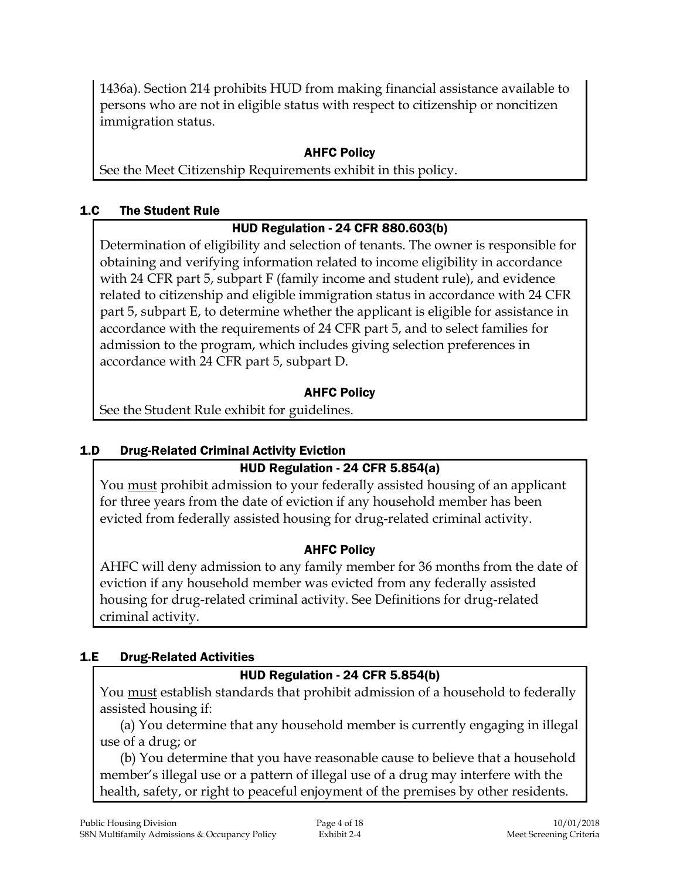1436a). Section 214 prohibits HUD from making financial assistance available to persons who are not in eligible status with respect to citizenship or noncitizen immigration status.

**AHFC Policy**

See the Meet Citizenship Requirements exhibit in this policy.

## 1.C The Student Rule

**HUD Regulation - 24 CFR 880.603(b)**

Determination of eligibility and selection of tenants. The owner is responsible for obtaining and verifying information related to income eligibility in accordance with 24 CFR part 5, subpart F (family income and student rule), and evidence related to citizenship and eligible immigration status in accordance with 24 CFR part 5, subpart E, to determine whether the applicant is eligible for assistance in accordance with the requirements of 24 CFR part 5, and to select families for admission to the program, which includes giving selection preferences in accordance with 24 CFR part 5, subpart D.

**AHFC Policy**

See the Student Rule exhibit for guidelines.

## 1.D Drug-Related Criminal Activity Eviction

**HUD Regulation - 24 CFR 5.854(a)**

You must prohibit admission to your federally assisted housing of an applicant for three years from the date of eviction if any household member has been evicted from federally assisted housing for drug-related criminal activity.

**AHFC Policy**

AHFC will deny admission to any family member for 36 months from the date of eviction if any household member was evicted from any federally assisted housing for drug-related criminal activity. See Definitions for drug-related criminal activity.

## 1.E Drug-Related Activities

**HUD Regulation - 24 CFR 5.854(b)**

You must establish standards that prohibit admission of a household to federally assisted housing if:

(a) You determine that any household member is currently engaging in illegal use of a drug; or

(b) You determine that you have reasonable cause to believe that a household member's illegal use or a pattern of illegal use of a drug may interfere with the health, safety, or right to peaceful enjoyment of the premises by other residents.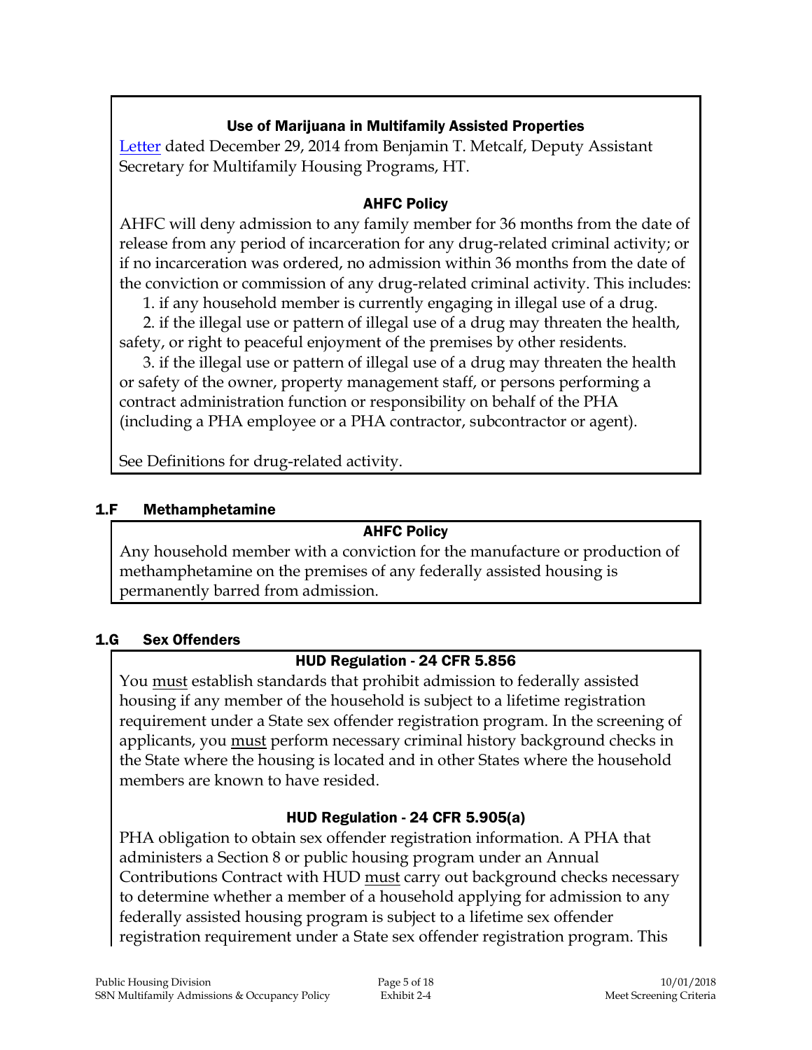**Use of Marijuana in Multifamily Assisted Properties**

Letter dated December 29, 2014 from Benjamin T. Metcalf, Deputy Assistant Secretary for Multifamily Housing Programs, HT.

**AHFC Policy**

AHFC will deny admission to any family member for 36 months from the date of release from any period of incarceration for any drug-related criminal activity; or if no incarceration was ordered, no admission within 36 months from the date of the conviction or commission of any drug-related criminal activity. This includes:

1. if any household member is currently engaging in illegal use of a drug.
2. if the illegal use or pattern of illegal use of a drug may threaten the health, safety, or right to peaceful enjoyment of the premises by other residents.
3. if the illegal use or pattern of illegal use of a drug may threaten the health or safety of the owner, property management staff, or persons performing a contract administration function or responsibility on behalf of the PHA (including a PHA employee or a PHA contractor, subcontractor or agent).

See Definitions for drug-related activity.

## 1.F Methamphetamine

**AHFC Policy**

Any household member with a conviction for the manufacture or production of methamphetamine on the premises of any federally assisted housing is permanently barred from admission.

## 1.G Sex Offenders

**HUD Regulation - 24 CFR 5.856**

You must establish standards that prohibit admission to federally assisted housing if any member of the household is subject to a lifetime registration requirement under a State sex offender registration program. In the screening of applicants, you must perform necessary criminal history background checks in the State where the housing is located and in other States where the household members are known to have resided.

**HUD Regulation - 24 CFR 5.905(a)**

PHA obligation to obtain sex offender registration information. A PHA that administers a Section 8 or public housing program under an Annual Contributions Contract with HUD must carry out background checks necessary to determine whether a member of a household applying for admission to any federally assisted housing program is subject to a lifetime sex offender registration requirement under a State sex offender registration program. This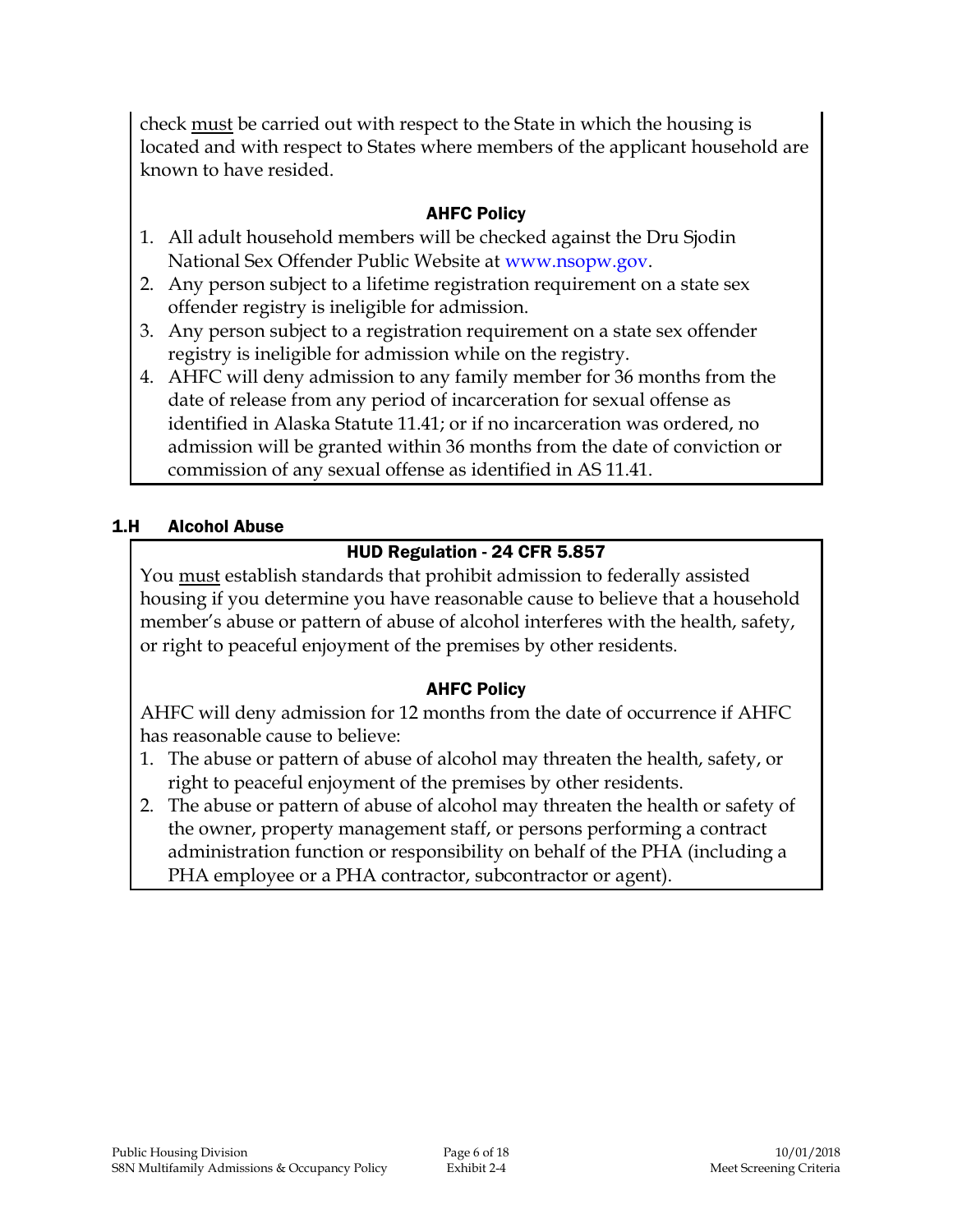check must be carried out with respect to the State in which the housing is located and with respect to States where members of the applicant household are known to have resided.

**AHFC Policy**

1. All adult household members will be checked against the Dru Sjodin National Sex Offender Public Website at www.nsopw.gov.
2. Any person subject to a lifetime registration requirement on a state sex offender registry is ineligible for admission.
3. Any person subject to a registration requirement on a state sex offender registry is ineligible for admission while on the registry.
4. AHFC will deny admission to any family member for 36 months from the date of release from any period of incarceration for sexual offense as identified in Alaska Statute 11.41; or if no incarceration was ordered, no admission will be granted within 36 months from the date of conviction or commission of any sexual offense as identified in AS 11.41.

## 1.H Alcohol Abuse

**HUD Regulation - 24 CFR 5.857**

You must establish standards that prohibit admission to federally assisted housing if you determine you have reasonable cause to believe that a household member's abuse or pattern of abuse of alcohol interferes with the health, safety, or right to peaceful enjoyment of the premises by other residents.

**AHFC Policy**

AHFC will deny admission for 12 months from the date of occurrence if AHFC has reasonable cause to believe:

1. The abuse or pattern of abuse of alcohol may threaten the health, safety, or right to peaceful enjoyment of the premises by other residents.
2. The abuse or pattern of abuse of alcohol may threaten the health or safety of the owner, property management staff, or persons performing a contract administration function or responsibility on behalf of the PHA (including a PHA employee or a PHA contractor, subcontractor or agent).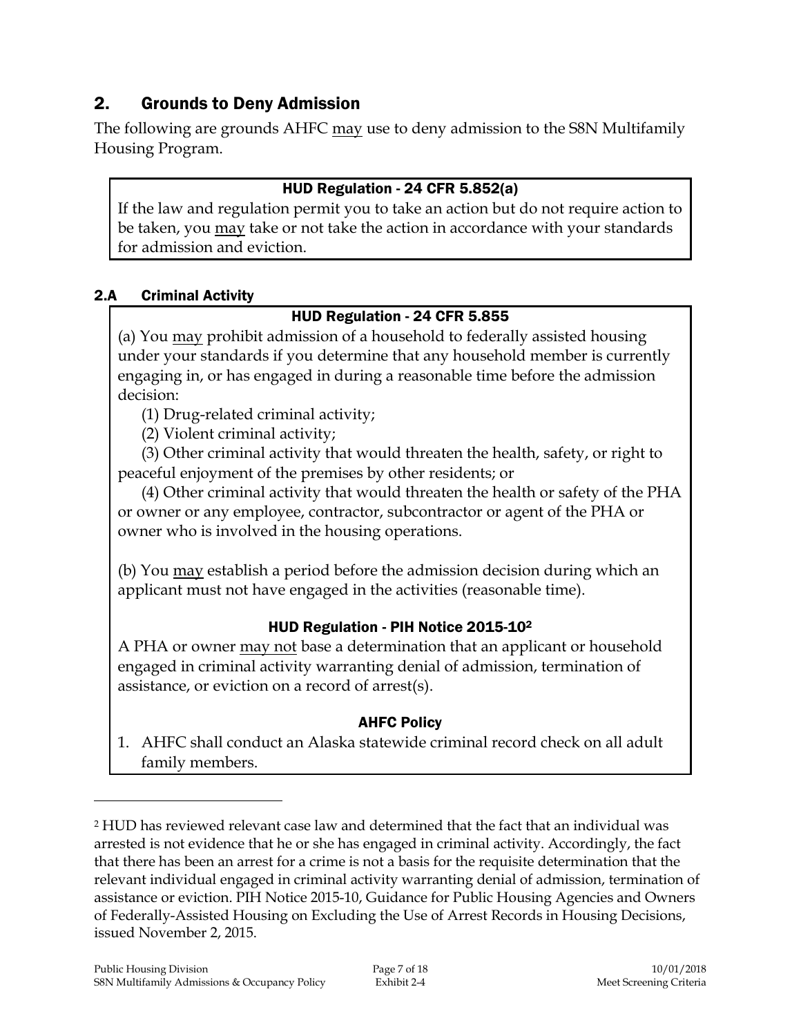## 2. Grounds to Deny Admission

The following are grounds AHFC may use to deny admission to the S8N Multifamily Housing Program.

**HUD Regulation - 24 CFR 5.852(a)**

If the law and regulation permit you to take an action but do not require action to be taken, you may take or not take the action in accordance with your standards for admission and eviction.

### 2.A Criminal Activity

**HUD Regulation - 24 CFR 5.855**

(a) You may prohibit admission of a household to federally assisted housing under your standards if you determine that any household member is currently engaging in, or has engaged in during a reasonable time before the admission decision:

(1) Drug-related criminal activity;

(2) Violent criminal activity;

(3) Other criminal activity that would threaten the health, safety, or right to peaceful enjoyment of the premises by other residents; or

(4) Other criminal activity that would threaten the health or safety of the PHA or owner or any employee, contractor, subcontractor or agent of the PHA or owner who is involved in the housing operations.

(b) You may establish a period before the admission decision during which an applicant must not have engaged in the activities (reasonable time).

**HUD Regulation - PIH Notice 2015-10[2]**

A PHA or owner may not base a determination that an applicant or household engaged in criminal activity warranting denial of admission, termination of assistance, or eviction on a record of arrest(s).

**AHFC Policy**

1. AHFC shall conduct an Alaska statewide criminal record check on all adult family members.

---

[2] HUD has reviewed relevant case law and determined that the fact that an individual was arrested is not evidence that he or she has engaged in criminal activity. Accordingly, the fact that there has been an arrest for a crime is not a basis for the requisite determination that the relevant individual engaged in criminal activity warranting denial of admission, termination of assistance or eviction. PIH Notice 2015-10, Guidance for Public Housing Agencies and Owners of Federally-Assisted Housing on Excluding the Use of Arrest Records in Housing Decisions, issued November 2, 2015.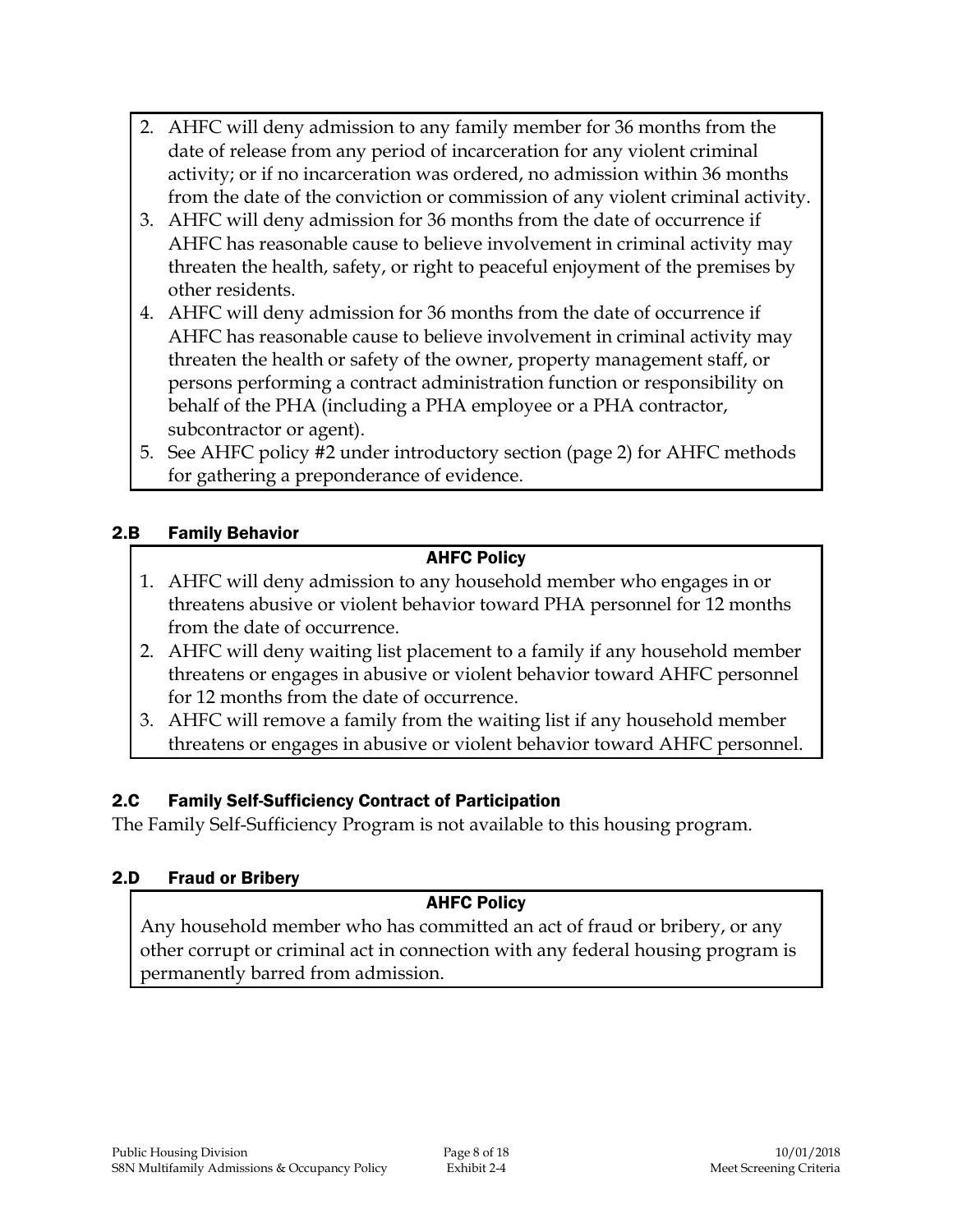2. AHFC will deny admission to any family member for 36 months from the date of release from any period of incarceration for any violent criminal activity; or if no incarceration was ordered, no admission within 36 months from the date of the conviction or commission of any violent criminal activity.
3. AHFC will deny admission for 36 months from the date of occurrence if AHFC has reasonable cause to believe involvement in criminal activity may threaten the health, safety, or right to peaceful enjoyment of the premises by other residents.
4. AHFC will deny admission for 36 months from the date of occurrence if AHFC has reasonable cause to believe involvement in criminal activity may threaten the health or safety of the owner, property management staff, or persons performing a contract administration function or responsibility on behalf of the PHA (including a PHA employee or a PHA contractor, subcontractor or agent).
5. See AHFC policy #2 under introductory section (page 2) for AHFC methods for gathering a preponderance of evidence.

## 2.B Family Behavior

**AHFC Policy**

1. AHFC will deny admission to any household member who engages in or threatens abusive or violent behavior toward PHA personnel for 12 months from the date of occurrence.
2. AHFC will deny waiting list placement to a family if any household member threatens or engages in abusive or violent behavior toward AHFC personnel for 12 months from the date of occurrence.
3. AHFC will remove a family from the waiting list if any household member threatens or engages in abusive or violent behavior toward AHFC personnel.

## 2.C Family Self-Sufficiency Contract of Participation

The Family Self-Sufficiency Program is not available to this housing program.

## 2.D Fraud or Bribery

**AHFC Policy**

Any household member who has committed an act of fraud or bribery, or any other corrupt or criminal act in connection with any federal housing program is permanently barred from admission.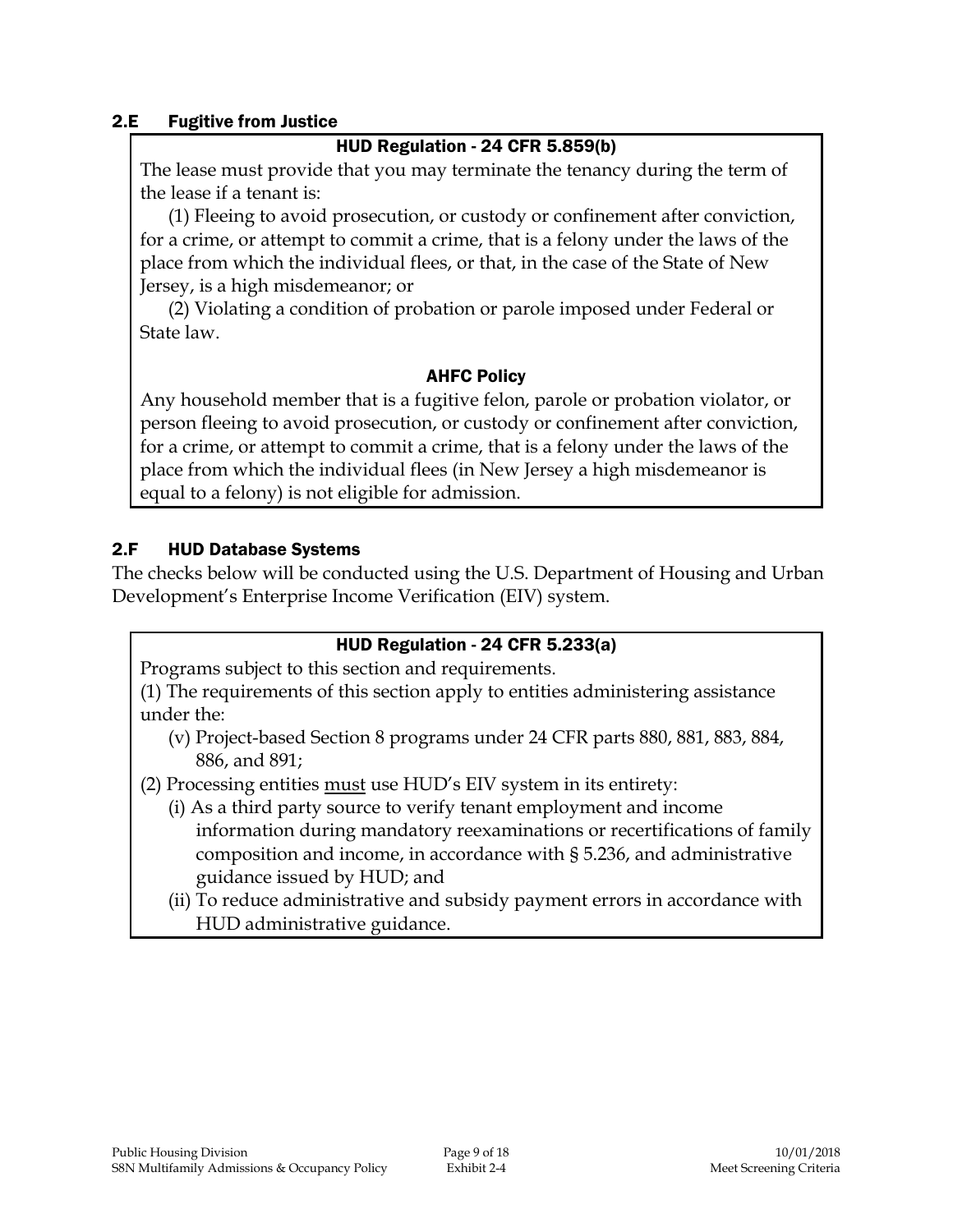## 2.E Fugitive from Justice

**HUD Regulation - 24 CFR 5.859(b)**

The lease must provide that you may terminate the tenancy during the term of the lease if a tenant is:

(1) Fleeing to avoid prosecution, or custody or confinement after conviction, for a crime, or attempt to commit a crime, that is a felony under the laws of the place from which the individual flees, or that, in the case of the State of New Jersey, is a high misdemeanor; or

(2) Violating a condition of probation or parole imposed under Federal or State law.

**AHFC Policy**

Any household member that is a fugitive felon, parole or probation violator, or person fleeing to avoid prosecution, or custody or confinement after conviction, for a crime, or attempt to commit a crime, that is a felony under the laws of the place from which the individual flees (in New Jersey a high misdemeanor is equal to a felony) is not eligible for admission.

## 2.F HUD Database Systems

The checks below will be conducted using the U.S. Department of Housing and Urban Development's Enterprise Income Verification (EIV) system.

**HUD Regulation - 24 CFR 5.233(a)**

Programs subject to this section and requirements.

(1) The requirements of this section apply to entities administering assistance under the:

- (v) Project-based Section 8 programs under 24 CFR parts 880, 881, 883, 884, 886, and 891;

(2) Processing entities <u>must</u> use HUD's EIV system in its entirety:

- (i) As a third party source to verify tenant employment and income information during mandatory reexaminations or recertifications of family composition and income, in accordance with § 5.236, and administrative guidance issued by HUD; and
- (ii) To reduce administrative and subsidy payment errors in accordance with HUD administrative guidance.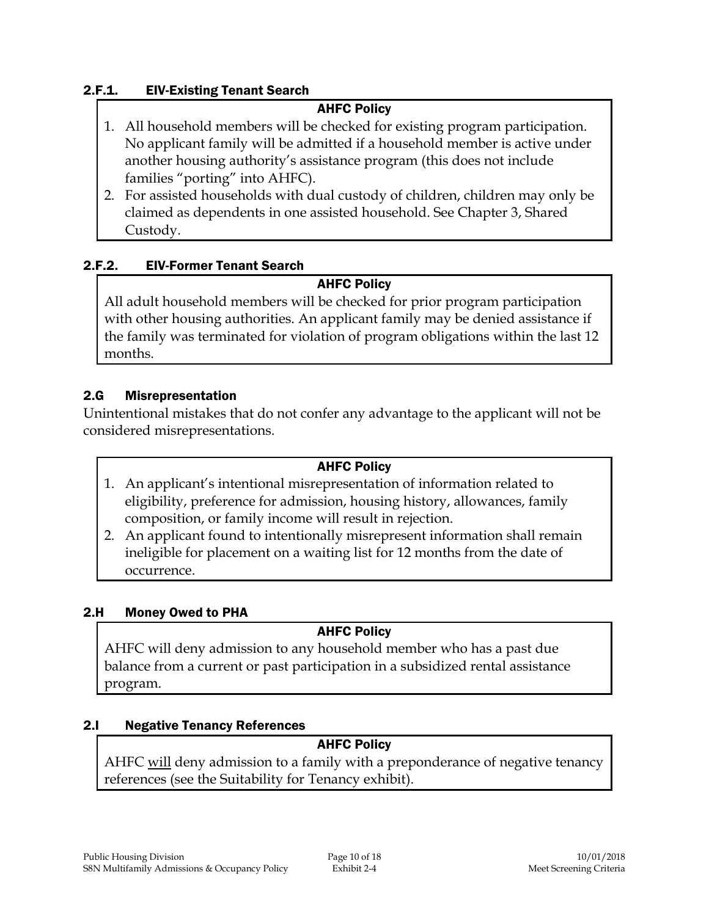### 2.F.1. EIV-Existing Tenant Search

**AHFC Policy**

1. All household members will be checked for existing program participation. No applicant family will be admitted if a household member is active under another housing authority's assistance program (this does not include families "porting" into AHFC).
2. For assisted households with dual custody of children, children may only be claimed as dependents in one assisted household. See Chapter 3, Shared Custody.

### 2.F.2. EIV-Former Tenant Search

**AHFC Policy**

All adult household members will be checked for prior program participation with other housing authorities. An applicant family may be denied assistance if the family was terminated for violation of program obligations within the last 12 months.

## 2.G Misrepresentation

Unintentional mistakes that do not confer any advantage to the applicant will not be considered misrepresentations.

**AHFC Policy**

1. An applicant's intentional misrepresentation of information related to eligibility, preference for admission, housing history, allowances, family composition, or family income will result in rejection.
2. An applicant found to intentionally misrepresent information shall remain ineligible for placement on a waiting list for 12 months from the date of occurrence.

## 2.H Money Owed to PHA

**AHFC Policy**

AHFC will deny admission to any household member who has a past due balance from a current or past participation in a subsidized rental assistance program.

## 2.I Negative Tenancy References

**AHFC Policy**

AHFC <u>will</u> deny admission to a family with a preponderance of negative tenancy references (see the Suitability for Tenancy exhibit).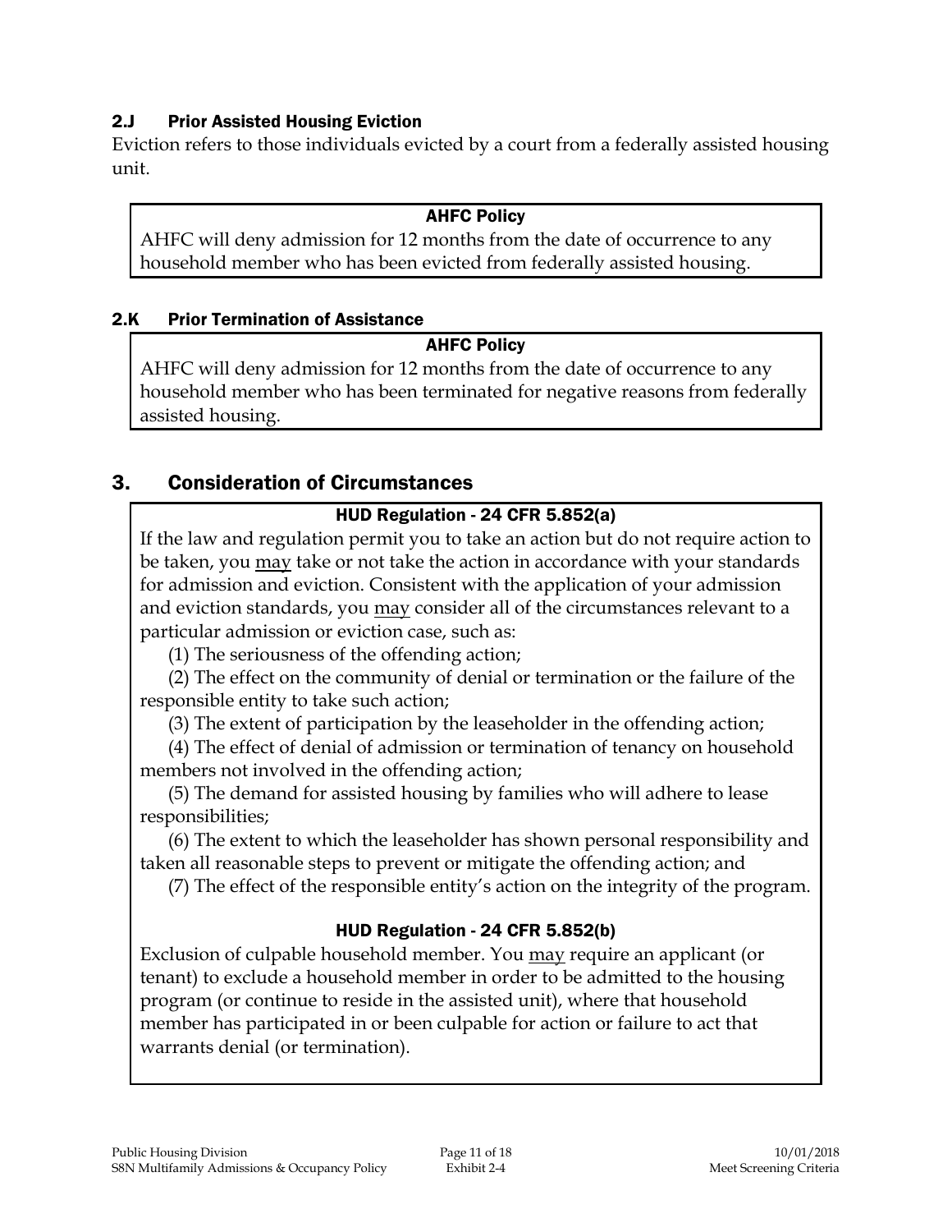### 2.J Prior Assisted Housing Eviction

Eviction refers to those individuals evicted by a court from a federally assisted housing unit.

**AHFC Policy**

AHFC will deny admission for 12 months from the date of occurrence to any household member who has been evicted from federally assisted housing.

### 2.K Prior Termination of Assistance

**AHFC Policy**

AHFC will deny admission for 12 months from the date of occurrence to any household member who has been terminated for negative reasons from federally assisted housing.

## 3. Consideration of Circumstances

**HUD Regulation - 24 CFR 5.852(a)**

If the law and regulation permit you to take an action but do not require action to be taken, you may take or not take the action in accordance with your standards for admission and eviction. Consistent with the application of your admission and eviction standards, you may consider all of the circumstances relevant to a particular admission or eviction case, such as:

(1) The seriousness of the offending action;

(2) The effect on the community of denial or termination or the failure of the responsible entity to take such action;

(3) The extent of participation by the leaseholder in the offending action;

(4) The effect of denial of admission or termination of tenancy on household members not involved in the offending action;

(5) The demand for assisted housing by families who will adhere to lease responsibilities;

(6) The extent to which the leaseholder has shown personal responsibility and taken all reasonable steps to prevent or mitigate the offending action; and

(7) The effect of the responsible entity's action on the integrity of the program.

**HUD Regulation - 24 CFR 5.852(b)**

Exclusion of culpable household member. You may require an applicant (or tenant) to exclude a household member in order to be admitted to the housing program (or continue to reside in the assisted unit), where that household member has participated in or been culpable for action or failure to act that warrants denial (or termination).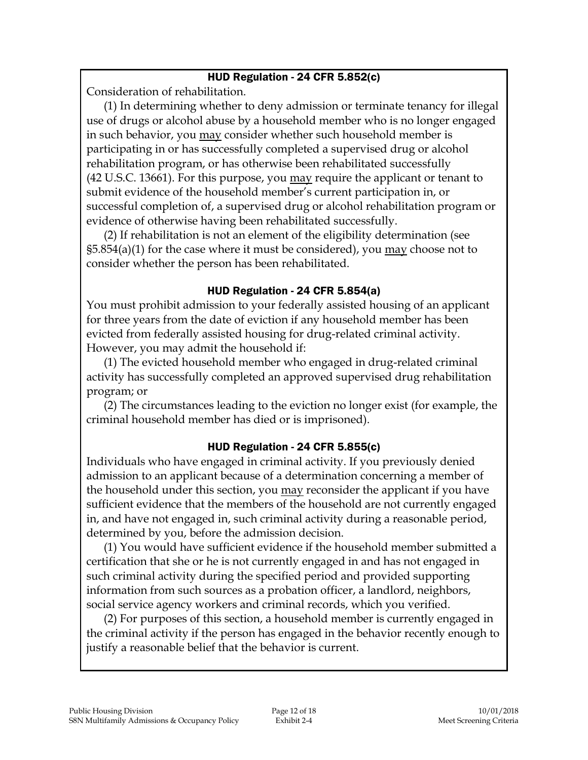### HUD Regulation - 24 CFR 5.852(c)

Consideration of rehabilitation.

(1) In determining whether to deny admission or terminate tenancy for illegal use of drugs or alcohol abuse by a household member who is no longer engaged in such behavior, you <u>may</u> consider whether such household member is participating in or has successfully completed a supervised drug or alcohol rehabilitation program, or has otherwise been rehabilitated successfully (42 U.S.C. 13661). For this purpose, you <u>may</u> require the applicant or tenant to submit evidence of the household member's current participation in, or successful completion of, a supervised drug or alcohol rehabilitation program or evidence of otherwise having been rehabilitated successfully.

(2) If rehabilitation is not an element of the eligibility determination (see §5.854(a)(1) for the case where it must be considered), you <u>may</u> choose not to consider whether the person has been rehabilitated.

### HUD Regulation - 24 CFR 5.854(a)

You must prohibit admission to your federally assisted housing of an applicant for three years from the date of eviction if any household member has been evicted from federally assisted housing for drug-related criminal activity. However, you may admit the household if:

(1) The evicted household member who engaged in drug-related criminal activity has successfully completed an approved supervised drug rehabilitation program; or

(2) The circumstances leading to the eviction no longer exist (for example, the criminal household member has died or is imprisoned).

### HUD Regulation - 24 CFR 5.855(c)

Individuals who have engaged in criminal activity. If you previously denied admission to an applicant because of a determination concerning a member of the household under this section, you <u>may</u> reconsider the applicant if you have sufficient evidence that the members of the household are not currently engaged in, and have not engaged in, such criminal activity during a reasonable period, determined by you, before the admission decision.

(1) You would have sufficient evidence if the household member submitted a certification that she or he is not currently engaged in and has not engaged in such criminal activity during the specified period and provided supporting information from such sources as a probation officer, a landlord, neighbors, social service agency workers and criminal records, which you verified.

(2) For purposes of this section, a household member is currently engaged in the criminal activity if the person has engaged in the behavior recently enough to justify a reasonable belief that the behavior is current.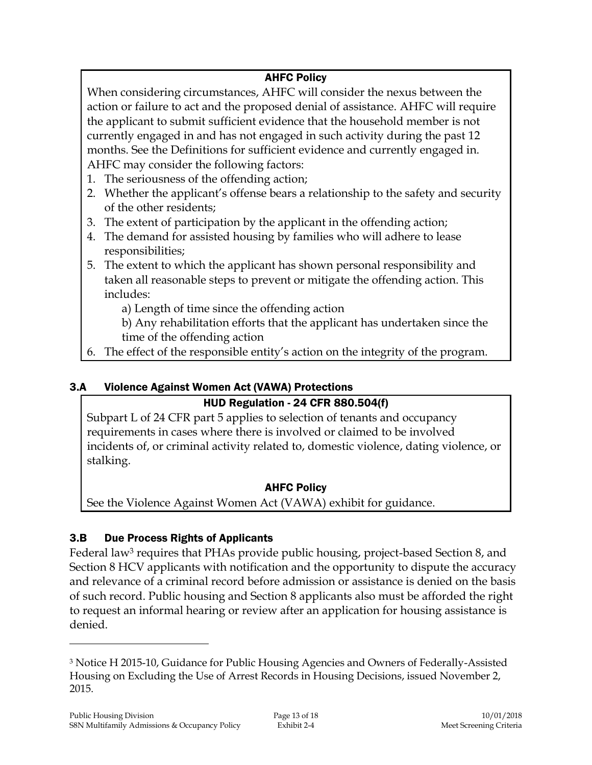**AHFC Policy**

When considering circumstances, AHFC will consider the nexus between the action or failure to act and the proposed denial of assistance. AHFC will require the applicant to submit sufficient evidence that the household member is not currently engaged in and has not engaged in such activity during the past 12 months. See the Definitions for sufficient evidence and currently engaged in. AHFC may consider the following factors:

1. The seriousness of the offending action;
2. Whether the applicant's offense bears a relationship to the safety and security of the other residents;
3. The extent of participation by the applicant in the offending action;
4. The demand for assisted housing by families who will adhere to lease responsibilities;
5. The extent to which the applicant has shown personal responsibility and taken all reasonable steps to prevent or mitigate the offending action. This includes:
   a) Length of time since the offending action
   b) Any rehabilitation efforts that the applicant has undertaken since the time of the offending action
6. The effect of the responsible entity's action on the integrity of the program.

### 3.A Violence Against Women Act (VAWA) Protections

**HUD Regulation - 24 CFR 880.504(f)**

Subpart L of 24 CFR part 5 applies to selection of tenants and occupancy requirements in cases where there is involved or claimed to be involved incidents of, or criminal activity related to, domestic violence, dating violence, or stalking.

**AHFC Policy**

See the Violence Against Women Act (VAWA) exhibit for guidance.

### 3.B Due Process Rights of Applicants

Federal law[3] requires that PHAs provide public housing, project-based Section 8, and Section 8 HCV applicants with notification and the opportunity to dispute the accuracy and relevance of a criminal record before admission or assistance is denied on the basis of such record. Public housing and Section 8 applicants also must be afforded the right to request an informal hearing or review after an application for housing assistance is denied.

[3] Notice H 2015-10, Guidance for Public Housing Agencies and Owners of Federally-Assisted Housing on Excluding the Use of Arrest Records in Housing Decisions, issued November 2, 2015.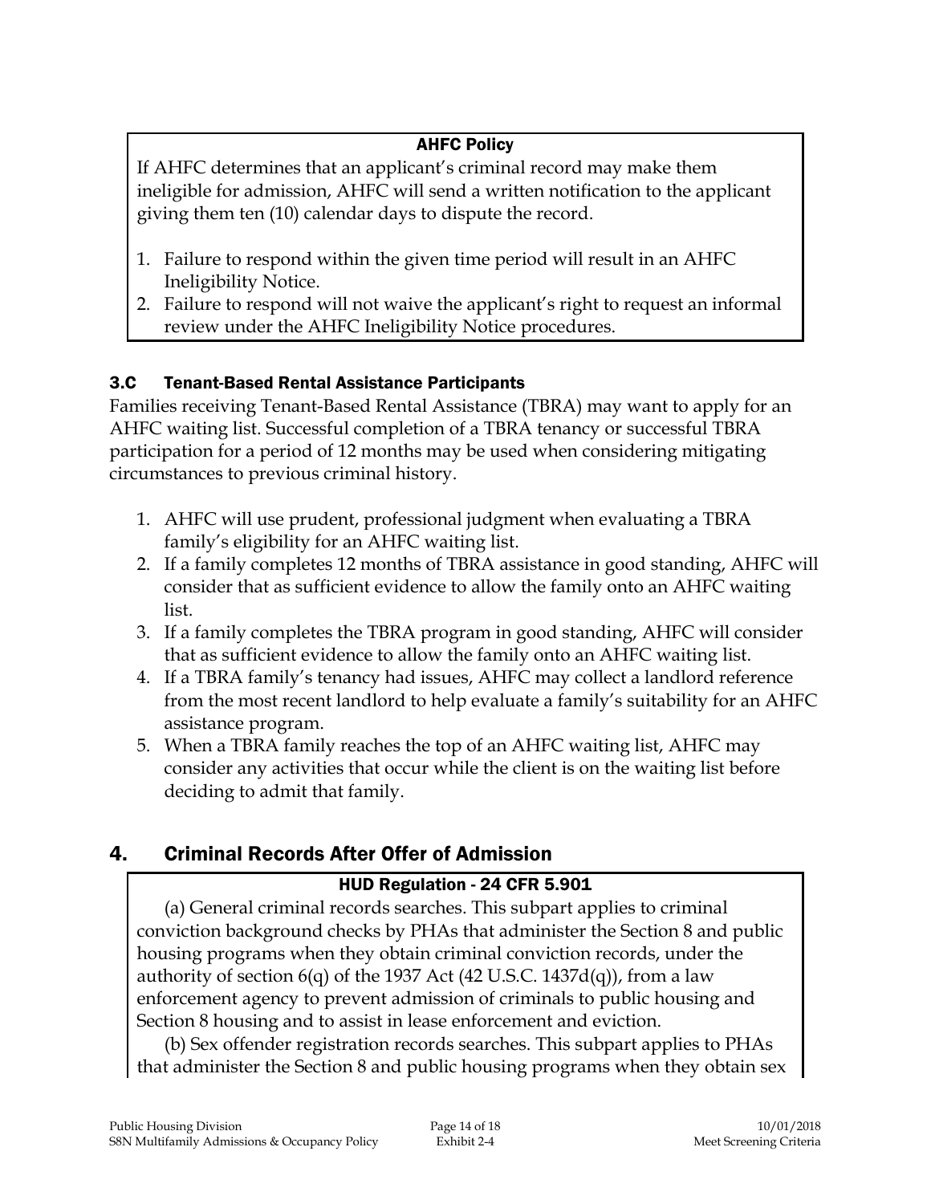**AHFC Policy**

If AHFC determines that an applicant's criminal record may make them ineligible for admission, AHFC will send a written notification to the applicant giving them ten (10) calendar days to dispute the record.

1. Failure to respond within the given time period will result in an AHFC Ineligibility Notice.
2. Failure to respond will not waive the applicant's right to request an informal review under the AHFC Ineligibility Notice procedures.

### 3.C Tenant-Based Rental Assistance Participants

Families receiving Tenant-Based Rental Assistance (TBRA) may want to apply for an AHFC waiting list. Successful completion of a TBRA tenancy or successful TBRA participation for a period of 12 months may be used when considering mitigating circumstances to previous criminal history.

1. AHFC will use prudent, professional judgment when evaluating a TBRA family's eligibility for an AHFC waiting list.
2. If a family completes 12 months of TBRA assistance in good standing, AHFC will consider that as sufficient evidence to allow the family onto an AHFC waiting list.
3. If a family completes the TBRA program in good standing, AHFC will consider that as sufficient evidence to allow the family onto an AHFC waiting list.
4. If a TBRA family's tenancy had issues, AHFC may collect a landlord reference from the most recent landlord to help evaluate a family's suitability for an AHFC assistance program.
5. When a TBRA family reaches the top of an AHFC waiting list, AHFC may consider any activities that occur while the client is on the waiting list before deciding to admit that family.

## 4. Criminal Records After Offer of Admission

**HUD Regulation - 24 CFR 5.901**

(a) General criminal records searches. This subpart applies to criminal conviction background checks by PHAs that administer the Section 8 and public housing programs when they obtain criminal conviction records, under the authority of section 6(q) of the 1937 Act (42 U.S.C. 1437d(q)), from a law enforcement agency to prevent admission of criminals to public housing and Section 8 housing and to assist in lease enforcement and eviction.

(b) Sex offender registration records searches. This subpart applies to PHAs that administer the Section 8 and public housing programs when they obtain sex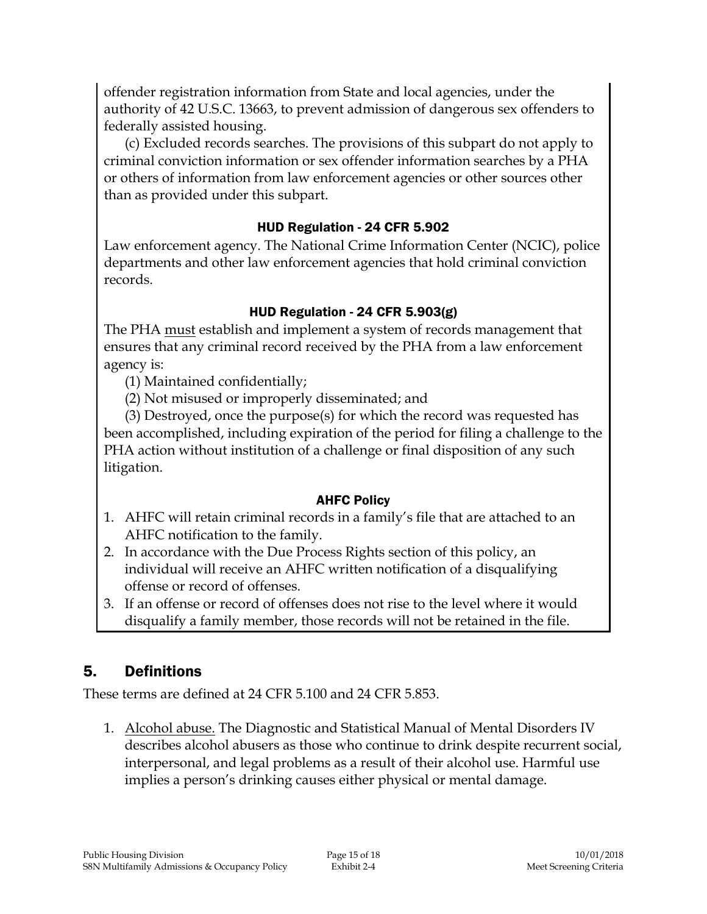offender registration information from State and local agencies, under the authority of 42 U.S.C. 13663, to prevent admission of dangerous sex offenders to federally assisted housing.

(c) Excluded records searches. The provisions of this subpart do not apply to criminal conviction information or sex offender information searches by a PHA or others of information from law enforcement agencies or other sources other than as provided under this subpart.

#### HUD Regulation - 24 CFR 5.902

Law enforcement agency. The National Crime Information Center (NCIC), police departments and other law enforcement agencies that hold criminal conviction records.

#### HUD Regulation - 24 CFR 5.903(g)

The PHA must establish and implement a system of records management that ensures that any criminal record received by the PHA from a law enforcement agency is:

(1) Maintained confidentially;

(2) Not misused or improperly disseminated; and

(3) Destroyed, once the purpose(s) for which the record was requested has been accomplished, including expiration of the period for filing a challenge to the PHA action without institution of a challenge or final disposition of any such litigation.

#### AHFC Policy

1. AHFC will retain criminal records in a family's file that are attached to an AHFC notification to the family.
2. In accordance with the Due Process Rights section of this policy, an individual will receive an AHFC written notification of a disqualifying offense or record of offenses.
3. If an offense or record of offenses does not rise to the level where it would disqualify a family member, those records will not be retained in the file.

## 5. Definitions

These terms are defined at 24 CFR 5.100 and 24 CFR 5.853.

1. Alcohol abuse. The Diagnostic and Statistical Manual of Mental Disorders IV describes alcohol abusers as those who continue to drink despite recurrent social, interpersonal, and legal problems as a result of their alcohol use. Harmful use implies a person's drinking causes either physical or mental damage.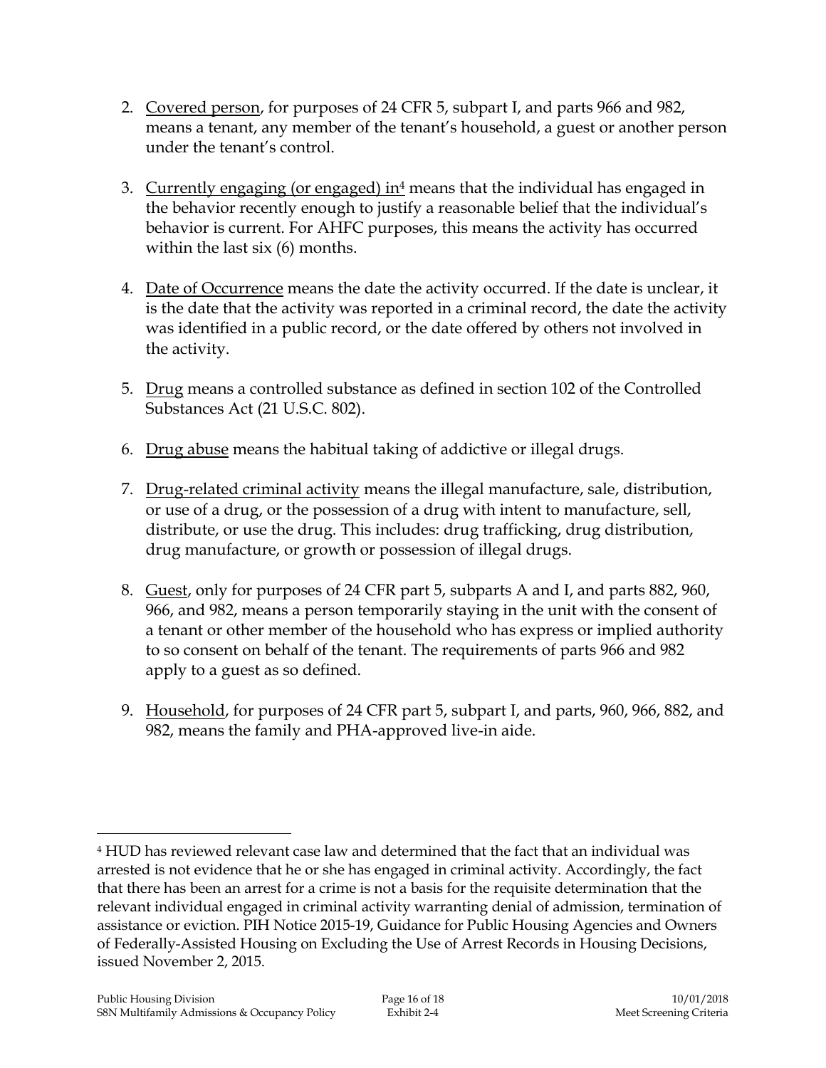2. Covered person, for purposes of 24 CFR 5, subpart I, and parts 966 and 982, means a tenant, any member of the tenant's household, a guest or another person under the tenant's control.

3. Currently engaging (or engaged) in[4] means that the individual has engaged in the behavior recently enough to justify a reasonable belief that the individual's behavior is current. For AHFC purposes, this means the activity has occurred within the last six (6) months.

4. Date of Occurrence means the date the activity occurred. If the date is unclear, it is the date that the activity was reported in a criminal record, the date the activity was identified in a public record, or the date offered by others not involved in the activity.

5. Drug means a controlled substance as defined in section 102 of the Controlled Substances Act (21 U.S.C. 802).

6. Drug abuse means the habitual taking of addictive or illegal drugs.

7. Drug-related criminal activity means the illegal manufacture, sale, distribution, or use of a drug, or the possession of a drug with intent to manufacture, sell, distribute, or use the drug. This includes: drug trafficking, drug distribution, drug manufacture, or growth or possession of illegal drugs.

8. Guest, only for purposes of 24 CFR part 5, subparts A and I, and parts 882, 960, 966, and 982, means a person temporarily staying in the unit with the consent of a tenant or other member of the household who has express or implied authority to so consent on behalf of the tenant. The requirements of parts 966 and 982 apply to a guest as so defined.

9. Household, for purposes of 24 CFR part 5, subpart I, and parts, 960, 966, 882, and 982, means the family and PHA-approved live-in aide.

---

[4] HUD has reviewed relevant case law and determined that the fact that an individual was arrested is not evidence that he or she has engaged in criminal activity. Accordingly, the fact that there has been an arrest for a crime is not a basis for the requisite determination that the relevant individual engaged in criminal activity warranting denial of admission, termination of assistance or eviction. PIH Notice 2015-19, Guidance for Public Housing Agencies and Owners of Federally-Assisted Housing on Excluding the Use of Arrest Records in Housing Decisions, issued November 2, 2015.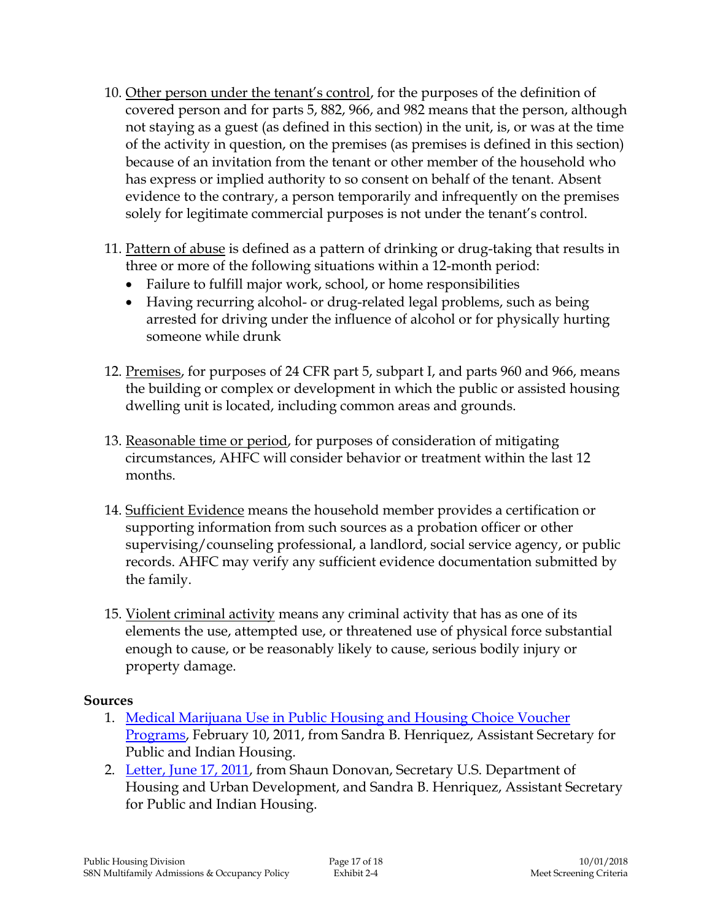10. Other person under the tenant's control, for the purposes of the definition of covered person and for parts 5, 882, 966, and 982 means that the person, although not staying as a guest (as defined in this section) in the unit, is, or was at the time of the activity in question, on the premises (as premises is defined in this section) because of an invitation from the tenant or other member of the household who has express or implied authority to so consent on behalf of the tenant. Absent evidence to the contrary, a person temporarily and infrequently on the premises solely for legitimate commercial purposes is not under the tenant's control.

11. Pattern of abuse is defined as a pattern of drinking or drug-taking that results in three or more of the following situations within a 12-month period:
    - Failure to fulfill major work, school, or home responsibilities
    - Having recurring alcohol- or drug-related legal problems, such as being arrested for driving under the influence of alcohol or for physically hurting someone while drunk

12. Premises, for purposes of 24 CFR part 5, subpart I, and parts 960 and 966, means the building or complex or development in which the public or assisted housing dwelling unit is located, including common areas and grounds.

13. Reasonable time or period, for purposes of consideration of mitigating circumstances, AHFC will consider behavior or treatment within the last 12 months.

14. Sufficient Evidence means the household member provides a certification or supporting information from such sources as a probation officer or other supervising/counseling professional, a landlord, social service agency, or public records. AHFC may verify any sufficient evidence documentation submitted by the family.

15. Violent criminal activity means any criminal activity that has as one of its elements the use, attempted use, or threatened use of physical force substantial enough to cause, or be reasonably likely to cause, serious bodily injury or property damage.

**Sources**

1. Medical Marijuana Use in Public Housing and Housing Choice Voucher Programs, February 10, 2011, from Sandra B. Henriquez, Assistant Secretary for Public and Indian Housing.
2. Letter, June 17, 2011, from Shaun Donovan, Secretary U.S. Department of Housing and Urban Development, and Sandra B. Henriquez, Assistant Secretary for Public and Indian Housing.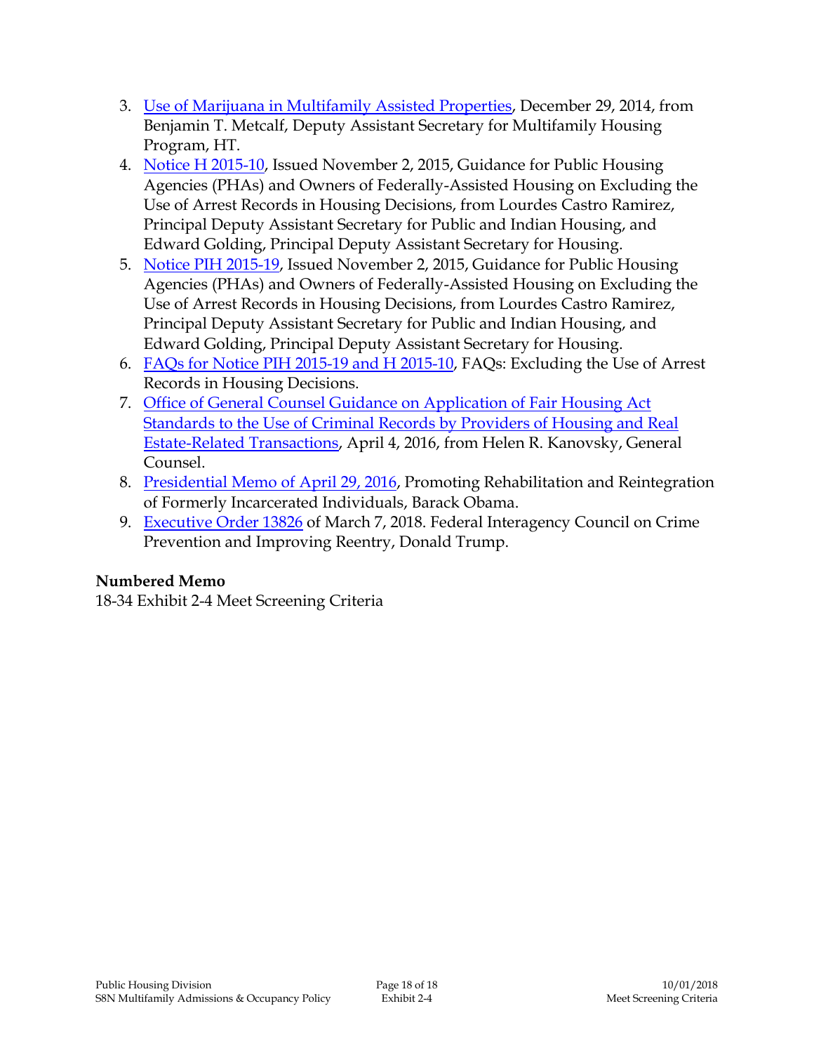3. Use of Marijuana in Multifamily Assisted Properties, December 29, 2014, from Benjamin T. Metcalf, Deputy Assistant Secretary for Multifamily Housing Program, HT.
4. Notice H 2015-10, Issued November 2, 2015, Guidance for Public Housing Agencies (PHAs) and Owners of Federally-Assisted Housing on Excluding the Use of Arrest Records in Housing Decisions, from Lourdes Castro Ramirez, Principal Deputy Assistant Secretary for Public and Indian Housing, and Edward Golding, Principal Deputy Assistant Secretary for Housing.
5. Notice PIH 2015-19, Issued November 2, 2015, Guidance for Public Housing Agencies (PHAs) and Owners of Federally-Assisted Housing on Excluding the Use of Arrest Records in Housing Decisions, from Lourdes Castro Ramirez, Principal Deputy Assistant Secretary for Public and Indian Housing, and Edward Golding, Principal Deputy Assistant Secretary for Housing.
6. FAQs for Notice PIH 2015-19 and H 2015-10, FAQs: Excluding the Use of Arrest Records in Housing Decisions.
7. Office of General Counsel Guidance on Application of Fair Housing Act Standards to the Use of Criminal Records by Providers of Housing and Real Estate-Related Transactions, April 4, 2016, from Helen R. Kanovsky, General Counsel.
8. Presidential Memo of April 29, 2016, Promoting Rehabilitation and Reintegration of Formerly Incarcerated Individuals, Barack Obama.
9. Executive Order 13826 of March 7, 2018. Federal Interagency Council on Crime Prevention and Improving Reentry, Donald Trump.

**Numbered Memo**

18-34 Exhibit 2-4 Meet Screening Criteria